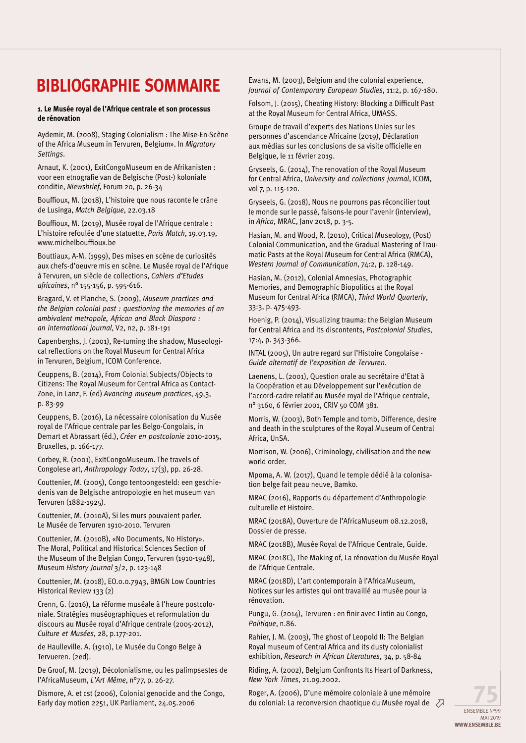# BIBLIOGRAPHIE SOMMAIRE

**1. Le Musée royal de l'Afrique centrale et son processus de rénovation**

Aydemir, M. (2008), Staging Colonialism : The Mise-En-Scène of the Africa Museum in Tervuren, Belgium». In *Migratory Settings*.

Arnaut, K. (2001), ExitCongoMuseum en de Afrikanisten : voor een etnografie van de Belgische (Post-) koloniale conditie, *Niewsbrief*, Forum 20, p. 26-34

Bouffioux, M. (2018), L'histoire que nous raconte le crâne de Lusinga, *Match Belgique*, 22.03.18

Bouffioux, M. (2019), Musée royal de l'Afrique centrale : L'histoire refoulée d'une statuette, *Paris Match*, 19.03.19, www.michelbouffioux.be

Bouttiaux, A-M. (1999), Des mises en scène de curiosités aux chefs-d'oeuvre mis en scène. Le Musée royal de l'Afrique à Tervuren, un siècle de collections, *Cahiers d'Etudes africaines*, n° 155-156, p. 595-616.

Bragard, V. et Planche, S. (2009), *Museum practices and the Belgian colonial past : questioning the memories of an ambivalent metropole, African and Black Diaspora : an international journal*, V2, n2, p. 181-191

Capenberghs, J. (2001), Re-turning the shadow, Museological reflections on the Royal Museum for Central Africa in Tervuren, Belgium, ICOM Conference.

Ceuppens, B. (2014), From Colonial Subjects/Objects to Citizens: The Royal Museum for Central Africa as Contact-Zone, in Lanz, F. (ed) *Avancing museum practices*, 49,3, p. 83-99

Ceuppens, B. (2016), La nécessaire colonisation du Musée royal de l'Afrique centrale par les Belgo-Congolais, in Demart et Abrassart (éd.), *Créer en postcolonie* 2010-2015, Bruxelles, p. 166-177.

Corbey, R. (2001), ExItCongoMuseum. The travels of Congolese art, *Anthropology Today*, 17(3), pp. 26-28.

Couttenier, M. (2005), Congo tentoongesteld: een geschiedenis van de Belgische antropologie en het museum van Tervuren (1882-1925).

Couttenier, M. (2010A), Si les murs pouvaient parler. Le Musée de Tervuren 1910-2010. Tervuren

Couttenier, M. (2010B), «No Documents, No History». The Moral, Political and Historical Sciences Section of the Museum of the Belgian Congo, Tervuren (1910-1948), Museum *History Journal* 3/2, p. 123-148

Couttenier, M. (2018), EO.0.0.7943, BMGN Low Countries Historical Review 133 (2)

Crenn, G. (2016), La réforme muséale à l'heure postcoloniale. Stratégies muséographiques et reformulation du discours au Musée royal d'Afrique centrale (2005-2012), *Culture et Musées*, 28, p.177-201.

de Haulleville. A. (1910), Le Musée du Congo Belge à Tervueren. (2ed).

De Groof, M. (2019), Décolonialisme, ou les palimpsestes de l'AfricaMuseum, *L'Art Même*, n°77, p. 26-27.

Dismore, A. et cst (2006), Colonial genocide and the Congo, Early day motion 2251, UK Parliament, 24.05.2006

Ewans, M. (2003), Belgium and the colonial experience, *Journal of Contemporary European Studies*, 11:2, p. 167-180.

Folsom, J. (2015), Cheating History: Blocking a Difficult Past at the Royal Museum for Central Africa, UMASS.

Groupe de travail d'experts des Nations Unies sur les personnes d'ascendance Africaine (2019), Déclaration aux médias sur les conclusions de sa visite officielle en Belgique, le 11 février 2019.

Gryseels, G. (2014), The renovation of the Royal Museum for Central Africa, *University and collections journal*, ICOM, vol 7, p. 115-120.

Gryseels, G. (2018), Nous ne pourrons pas réconcilier tout le monde sur le passé, faisons-le pour l'avenir (interview), in *Africa*, MRAC, Janv 2018, p. 3-5.

Hasian, M. and Wood, R. (2010), Critical Museology, (Post) Colonial Communication, and the Gradual Mastering of Traumatic Pasts at the Royal Museum for Central Africa (RMCA), *Western Journal of Communication*, 74:2, p. 128-149.

Hasian, M. (2012), Colonial Amnesias, Photographic Memories, and Demographic Biopolitics at the Royal Museum for Central Africa (RMCA), *Third World Quarterly*, 33:3, p. 475-493.

Hoenig, P. (2014), Visualizing trauma: the Belgian Museum for Central Africa and its discontents, *Postcolonial Studies*, 17:4, p. 343-366.

INTAL (2005), Un autre regard sur l'Histoire Congolaise - *Guide alternatif de l'exposition de Tervuren*.

Laenens, L. (2001), Question orale au secrétaire d'Etat à la Coopération et au Développement sur l'exécution de l'accord-cadre relatif au Musée royal de l'Afrique centrale, n° 3160, 6 février 2001, CRIV 50 COM 381.

Morris, W. (2003), Both Temple and tomb, Difference, desire and death in the sculptures of the Royal Museum of Central Africa, UnSA.

Morrison, W. (2006), Criminology, civilisation and the new world order.

Mpoma, A. W. (2017), Quand le temple dédié à la colonisation belge fait peau neuve, Bamko.

MRAC (2016), Rapports du département d'Anthropologie culturelle et Histoire.

MRAC (2018A), Ouverture de l'AfricaMuseum 08.12.2018, Dossier de presse.

MRAC (2018B), Musée Royal de l'Afrique Centrale, Guide.

MRAC (2018C), The Making of, La rénovation du Musée Royal de l'Afrique Centrale.

MRAC (2018D), L'art contemporain à l'AfricaMuseum, Notices sur les artistes qui ont travaillé au musée pour la rénovation.

Pungu, G. (2014), Tervuren : en finir avec Tintin au Congo, *Politique*, n.86.

Rahier, J. M. (2003), The ghost of Leopold II: The Belgian Royal museum of Central Africa and its dusty colonialist exhibition, *Research in African Literatures*, 34, p. 58-84

Riding, A. (2002), Belgium Confronts Its Heart of Darkness, *New York Times*, 21.09.2002.

Roger, A. (2006), D'une mémoire coloniale à une mémoire du colonial: La reconversion chaotique du Musée royal de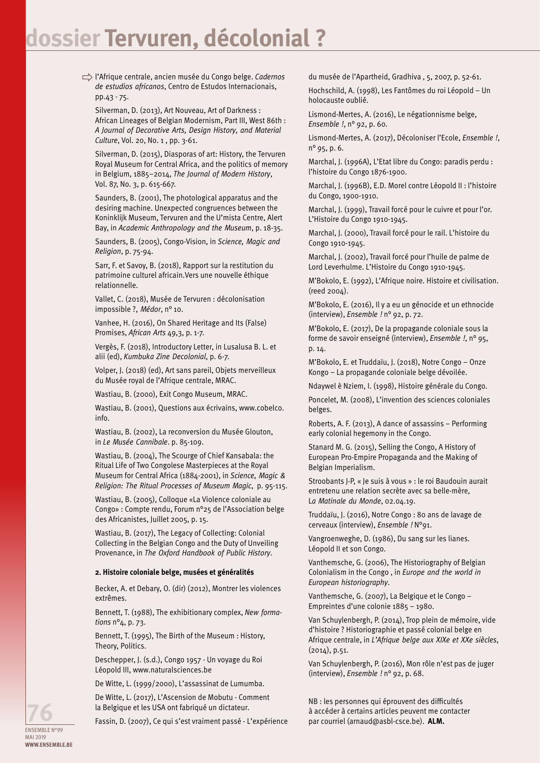l'Afrique centrale, ancien musée du Congo belge. *Cadernos de estudios africanos*, Centro de Estudos Internacionais, pp.43 - 75.

Silverman, D. (2013), Art Nouveau, Art of Darkness : African Lineages of Belgian Modernism, Part III, West 86th : *A Journal of Decorative Arts, Design History, and Material Culture*, Vol. 20, No. 1 , pp. 3-61.

Silverman, D. (2015), Diasporas of art: History, the Tervuren Royal Museum for Central Africa, and the politics of memory in Belgium, 1885–2014, *The Journal of Modern History*, Vol. 87, No. 3, p. 615-667.

Saunders, B. (2001), The photological apparatus and the desiring machine. Unexpected congruences between the Koninklijk Museum, Tervuren and the U'mista Centre, Alert Bay, in *Academic Anthropology and the Museum*, p. 18-35.

Saunders, B. (2005), Congo-Vision, in *Science, Magic and Religion*, p. 75-94.

Sarr, F. et Savoy, B. (2018), Rapport sur la restitution du patrimoine culturel africain.Vers une nouvelle éthique relationnelle.

Vallet, C. (2018), Musée de Tervuren : décolonisation impossible ?, *Médor*, n° 10.

Vanhee, H. (2016), On Shared Heritage and Its (False) Promises, *African Arts* 49,3, p. 1-7.

Vergès, F. (2018), Introductory Letter, in Lusalusa B. L. et alii (ed), *Kumbuka Zine Decolonial*, p. 6-7.

Volper, J. (2018) (ed), Art sans pareil, Objets merveilleux du Musée royal de l'Afrique centrale, MRAC.

Wastiau, B. (2000), Exit Congo Museum, MRAC.

Wastiau, B. (2001), Questions aux écrivains, www.cobelco.info.

Wastiau, B. (2002), La reconversion du Musée Glouton, in *Le Musée Cannibale*. p. 85-109.

Wastiau, B. (2004), The Scourge of Chief Kansabala: the Ritual Life of Two Congolese Masterpieces at the Royal Museum for Central Africa (1884-2001), in *Science, Magic & Religion: The Ritual Processes of Museum Magic*, p. 95-115.

Wastiau, B. (2005), Colloque «La Violence coloniale au Congo» : Compte rendu, Forum n°25 de l'Association belge des Africanistes, Juillet 2005, p. 15.

Wastiau, B. (2017), The Legacy of Collecting: Colonial Collecting in the Belgian Congo and the Duty of Unveiling Provenance, in *The Oxford Handbook of Public History*.

**2. Histoire coloniale belge, musées et généralités**

Becker, A. et Debary, O. (dir) (2012), Montrer les violences extrêmes.

Bennett, T. (1988), The exhibitionary complex, *New formations* n°4, p. 73.

Bennett, T. (1995), The Birth of the Museum : History, Theory, Politics.

Deschepper, J. (s.d.), Congo 1957 - Un voyage du Roi Léopold III, www.naturalsciences.be

De Witte, L. (1999/2000), L'assassinat de Lumumba.

De Witte, L. (2017), L'Ascension de Mobutu - Comment la Belgique et les USA ont fabriqué un dictateur.

Fassin, D. (2007), Ce qui s'est vraiment passé - L'expérience du musée de l'Apartheid, Gradhiva , 5, 2007, p. 52-61.

Hochschild, A. (1998), Les Fantômes du roi Léopold – Un holocauste oublié.

Lismond-Mertes, A. (2016), Le négationnisme belge, *Ensemble !*, n° 92, p. 60.

Lismond-Mertes, A. (2017), Décoloniser l'Ecole, *Ensemble !*, n° 95, p. 6.

Marchal, J. (1996A), L'Etat libre du Congo: paradis perdu : l'histoire du Congo 1876-1900.

Marchal, J. (1996B), E.D. Morel contre Léopold II : l'histoire du Congo, 1900-1910.

Marchal, J. (1999), Travail forcé pour le cuivre et pour l'or. L'Histoire du Congo 1910-1945.

Marchal, J. (2000), Travail forcé pour le rail. L'histoire du Congo 1910-1945.

Marchal, J. (2002), Travail forcé pour l'huile de palme de Lord Leverhulme. L'Histoire du Congo 1910-1945.

M'Bokolo, E. (1992), L'Afrique noire. Histoire et civilisation. (reed 2004).

M'Bokolo, E. (2016), Il y a eu un génocide et un ethnocide (interview), *Ensemble !* n° 92, p. 72.

M'Bokolo, E. (2017), De la propagande coloniale sous la forme de savoir enseigné (interview), *Ensemble !*, n° 95, p. 14.

M'Bokolo, E. et Truddaïu, J. (2018), Notre Congo – Onze Kongo – La propagande coloniale belge dévoilée.

Ndaywel è Nziem, I. (1998), Histoire générale du Congo.

Poncelet, M. (2008), L'invention des sciences coloniales belges.

Roberts, A. F. (2013), A dance of assassins – Performing early colonial hegemony in the Congo.

Stanard M. G. (2015), Selling the Congo, A History of European Pro-Empire Propaganda and the Making of Belgian Imperialism.

Stroobants J-P, « Je suis à vous » : le roi Baudouin aurait entretenu une relation secrète avec sa belle-mère, L*a Matinale du Monde*, 02.04.19.

Truddaïu, J. (2016), Notre Congo : 80 ans de lavage de cerveaux (interview), *Ensemble !* N°91.

Vangroenweghe, D. (1986), Du sang sur les lianes. Léopold II et son Congo.

Vanthemsche, G. (2006), The Historiography of Belgian Colonialism in the Congo , in *Europe and the world in European historiography*.

Vanthemsche, G. (2007), La Belgique et le Congo – Empreintes d'une colonie 1885 – 1980.

Van Schuylenbergh, P. (2014), Trop plein de mémoire, vide d'histoire ? Historiographie et passé colonial belge en Afrique centrale, in *L'Afrique belge aux XIXe et XXe siècles*, (2014), p.51.

Van Schuylenbergh, P. (2016), Mon rôle n'est pas de juger (interview), *Ensemble !* n° 92, p. 68.

NB : les personnes qui éprouvent des difficultés à accéder à certains articles peuvent me contacter par courriel (arnaud@asbl-csce.be). **ALM.**